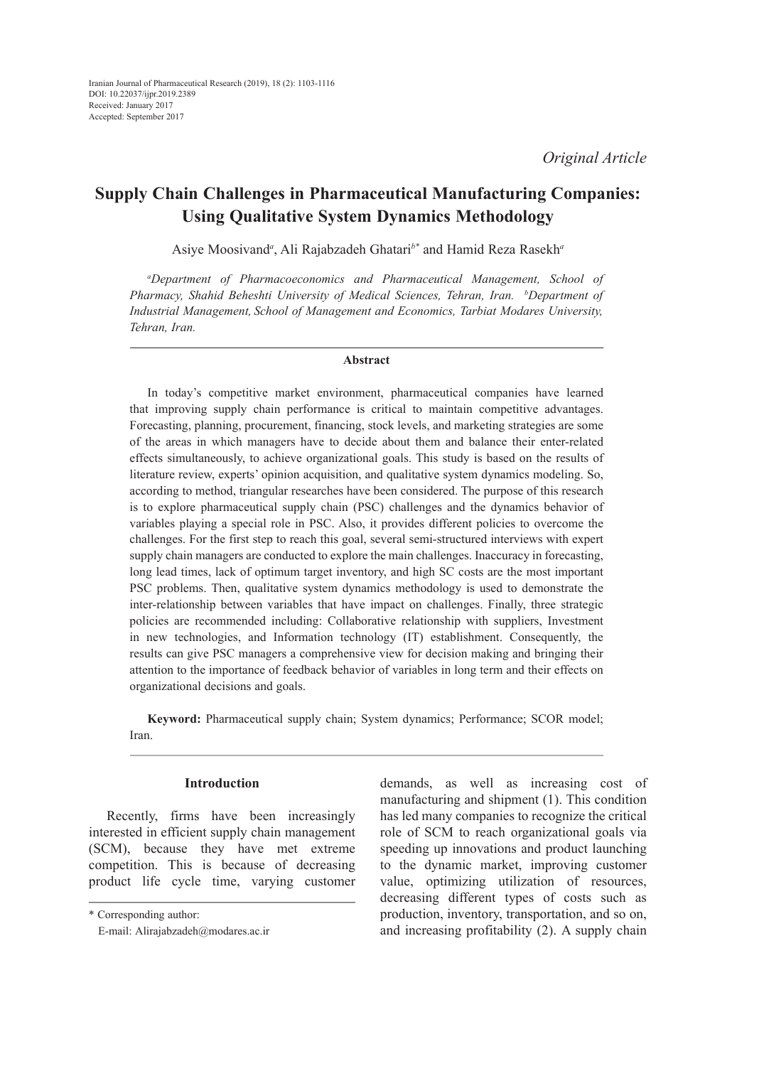Iranian Journal of Pharmaceutical Research (2019), 18 (2): 1103-1116
DOI: 10.22037/ijpr.2019.2389
Received: January 2017
Accepted: September 2017

*Original Article*

# Supply Chain Challenges in Pharmaceutical Manufacturing Companies: Using Qualitative System Dynamics Methodology

Asiye Moosivand[a], Ali Rajabzadeh Ghatari[b*] and Hamid Reza Rasekh[a]

[a]*Department of Pharmacoeconomics and Pharmaceutical Management, School of Pharmacy, Shahid Beheshti University of Medical Sciences, Tehran, Iran.* [b]*Department of Industrial Management, School of Management and Economics, Tarbiat Modares University, Tehran, Iran.*

## Abstract

In today's competitive market environment, pharmaceutical companies have learned that improving supply chain performance is critical to maintain competitive advantages. Forecasting, planning, procurement, financing, stock levels, and marketing strategies are some of the areas in which managers have to decide about them and balance their enter-related effects simultaneously, to achieve organizational goals. This study is based on the results of literature review, experts' opinion acquisition, and qualitative system dynamics modeling. So, according to method, triangular researches have been considered. The purpose of this research is to explore pharmaceutical supply chain (PSC) challenges and the dynamics behavior of variables playing a special role in PSC. Also, it provides different policies to overcome the challenges. For the first step to reach this goal, several semi-structured interviews with expert supply chain managers are conducted to explore the main challenges. Inaccuracy in forecasting, long lead times, lack of optimum target inventory, and high SC costs are the most important PSC problems. Then, qualitative system dynamics methodology is used to demonstrate the inter-relationship between variables that have impact on challenges. Finally, three strategic policies are recommended including: Collaborative relationship with suppliers, Investment in new technologies, and Information technology (IT) establishment. Consequently, the results can give PSC managers a comprehensive view for decision making and bringing their attention to the importance of feedback behavior of variables in long term and their effects on organizational decisions and goals.

**Keyword:** Pharmaceutical supply chain; System dynamics; Performance; SCOR model; Iran.

## Introduction

Recently, firms have been increasingly interested in efficient supply chain management (SCM), because they have met extreme competition. This is because of decreasing product life cycle time, varying customer demands, as well as increasing cost of manufacturing and shipment (1). This condition has led many companies to recognize the critical role of SCM to reach organizational goals via speeding up innovations and product launching to the dynamic market, improving customer value, optimizing utilization of resources, decreasing different types of costs such as production, inventory, transportation, and so on, and increasing profitability (2). A supply chain

\* Corresponding author:
E-mail: Alirajabzadeh@modares.ac.ir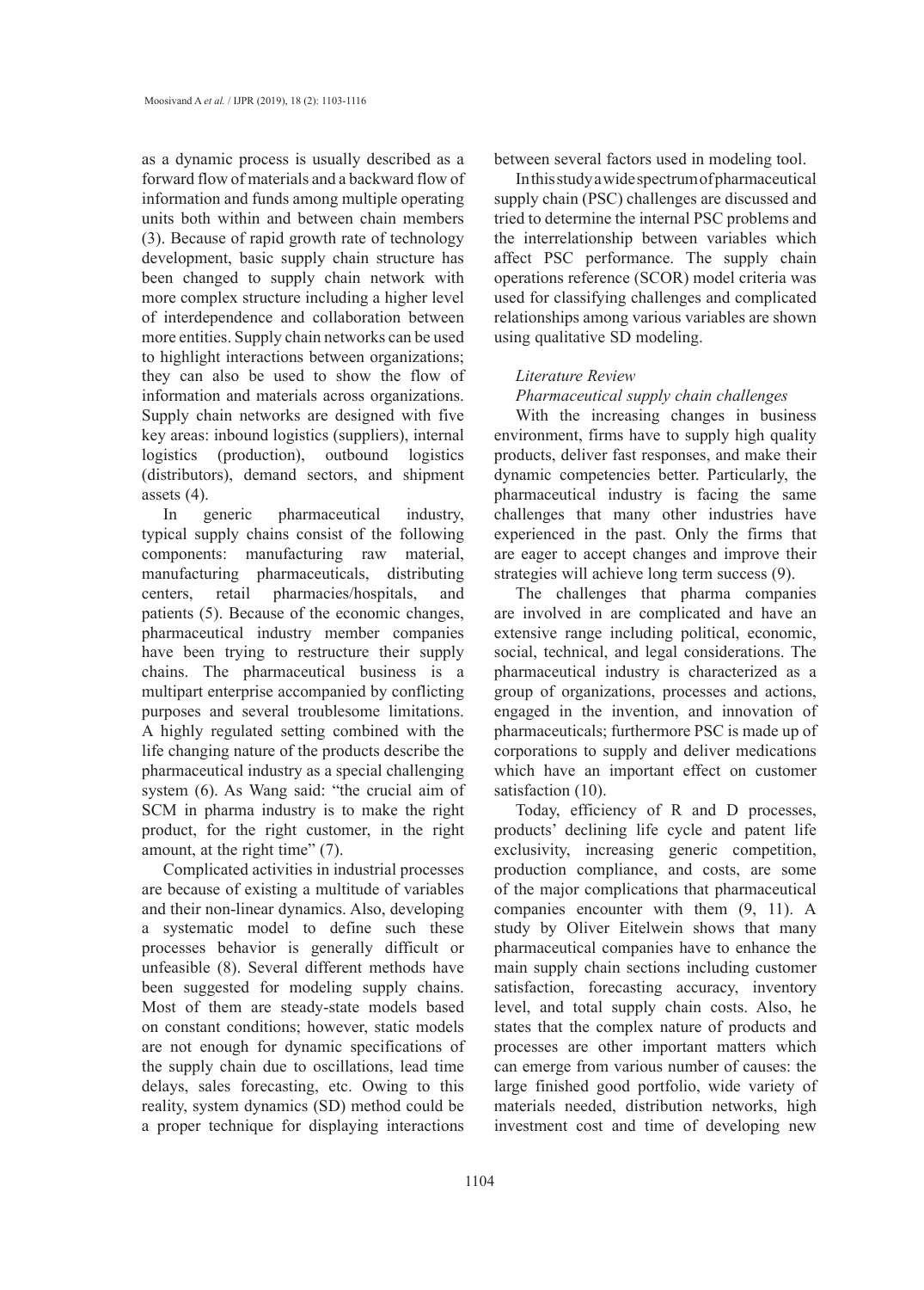as a dynamic process is usually described as a forward flow of materials and a backward flow of information and funds among multiple operating units both within and between chain members (3). Because of rapid growth rate of technology development, basic supply chain structure has been changed to supply chain network with more complex structure including a higher level of interdependence and collaboration between more entities. Supply chain networks can be used to highlight interactions between organizations; they can also be used to show the flow of information and materials across organizations. Supply chain networks are designed with five key areas: inbound logistics (suppliers), internal logistics (production), outbound logistics (distributors), demand sectors, and shipment assets (4).

In generic pharmaceutical industry, typical supply chains consist of the following components: manufacturing raw material, manufacturing pharmaceuticals, distributing centers, retail pharmacies/hospitals, and patients (5). Because of the economic changes, pharmaceutical industry member companies have been trying to restructure their supply chains. The pharmaceutical business is a multipart enterprise accompanied by conflicting purposes and several troublesome limitations. A highly regulated setting combined with the life changing nature of the products describe the pharmaceutical industry as a special challenging system (6). As Wang said: "the crucial aim of SCM in pharma industry is to make the right product, for the right customer, in the right amount, at the right time" (7).

Complicated activities in industrial processes are because of existing a multitude of variables and their non-linear dynamics. Also, developing a systematic model to define such these processes behavior is generally difficult or unfeasible (8). Several different methods have been suggested for modeling supply chains. Most of them are steady-state models based on constant conditions; however, static models are not enough for dynamic specifications of the supply chain due to oscillations, lead time delays, sales forecasting, etc. Owing to this reality, system dynamics (SD) method could be a proper technique for displaying interactions between several factors used in modeling tool.

In this study a wide spectrum of pharmaceutical supply chain (PSC) challenges are discussed and tried to determine the internal PSC problems and the interrelationship between variables which affect PSC performance. The supply chain operations reference (SCOR) model criteria was used for classifying challenges and complicated relationships among various variables are shown using qualitative SD modeling.

### *Literature Review*

#### *Pharmaceutical supply chain challenges*

With the increasing changes in business environment, firms have to supply high quality products, deliver fast responses, and make their dynamic competencies better. Particularly, the pharmaceutical industry is facing the same challenges that many other industries have experienced in the past. Only the firms that are eager to accept changes and improve their strategies will achieve long term success (9).

The challenges that pharma companies are involved in are complicated and have an extensive range including political, economic, social, technical, and legal considerations. The pharmaceutical industry is characterized as a group of organizations, processes and actions, engaged in the invention, and innovation of pharmaceuticals; furthermore PSC is made up of corporations to supply and deliver medications which have an important effect on customer satisfaction (10).

Today, efficiency of R and D processes, products' declining life cycle and patent life exclusivity, increasing generic competition, production compliance, and costs, are some of the major complications that pharmaceutical companies encounter with them (9, 11). A study by Oliver Eitelwein shows that many pharmaceutical companies have to enhance the main supply chain sections including customer satisfaction, forecasting accuracy, inventory level, and total supply chain costs. Also, he states that the complex nature of products and processes are other important matters which can emerge from various number of causes: the large finished good portfolio, wide variety of materials needed, distribution networks, high investment cost and time of developing new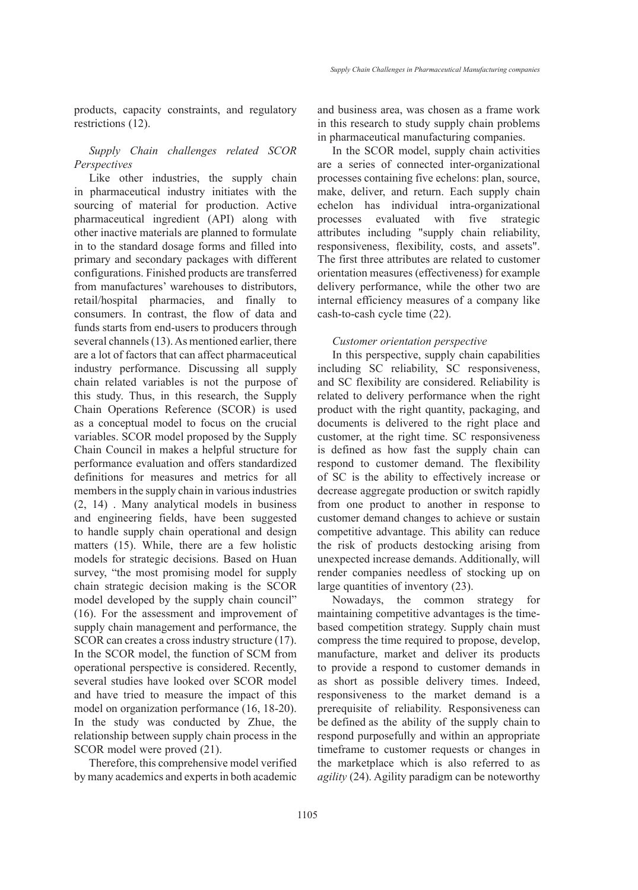products, capacity constraints, and regulatory restrictions (12).

### *Supply Chain challenges related SCOR Perspectives*

Like other industries, the supply chain in pharmaceutical industry initiates with the sourcing of material for production. Active pharmaceutical ingredient (API) along with other inactive materials are planned to formulate in to the standard dosage forms and filled into primary and secondary packages with different configurations. Finished products are transferred from manufactures' warehouses to distributors, retail/hospital pharmacies, and finally to consumers. In contrast, the flow of data and funds starts from end-users to producers through several channels (13). As mentioned earlier, there are a lot of factors that can affect pharmaceutical industry performance. Discussing all supply chain related variables is not the purpose of this study. Thus, in this research, the Supply Chain Operations Reference (SCOR) is used as a conceptual model to focus on the crucial variables. SCOR model proposed by the Supply Chain Council in makes a helpful structure for performance evaluation and offers standardized definitions for measures and metrics for all members in the supply chain in various industries (2, 14) . Many analytical models in business and engineering fields, have been suggested to handle supply chain operational and design matters (15). While, there are a few holistic models for strategic decisions. Based on Huan survey, "the most promising model for supply chain strategic decision making is the SCOR model developed by the supply chain council" (16). For the assessment and improvement of supply chain management and performance, the SCOR can creates a cross industry structure (17). In the SCOR model, the function of SCM from operational perspective is considered. Recently, several studies have looked over SCOR model and have tried to measure the impact of this model on organization performance (16, 18-20). In the study was conducted by Zhue, the relationship between supply chain process in the SCOR model were proved (21).

Therefore, this comprehensive model verified by many academics and experts in both academic and business area, was chosen as a frame work in this research to study supply chain problems in pharmaceutical manufacturing companies.

In the SCOR model, supply chain activities are a series of connected inter-organizational processes containing five echelons: plan, source, make, deliver, and return. Each supply chain echelon has individual intra-organizational processes evaluated with five strategic attributes including "supply chain reliability, responsiveness, flexibility, costs, and assets". The first three attributes are related to customer orientation measures (effectiveness) for example delivery performance, while the other two are internal efficiency measures of a company like cash-to-cash cycle time (22).

### *Customer orientation perspective*

In this perspective, supply chain capabilities including SC reliability, SC responsiveness, and SC flexibility are considered. Reliability is related to delivery performance when the right product with the right quantity, packaging, and documents is delivered to the right place and customer, at the right time. SC responsiveness is defined as how fast the supply chain can respond to customer demand. The flexibility of SC is the ability to effectively increase or decrease aggregate production or switch rapidly from one product to another in response to customer demand changes to achieve or sustain competitive advantage. This ability can reduce the risk of products destocking arising from unexpected increase demands. Additionally, will render companies needless of stocking up on large quantities of inventory (23).

Nowadays, the common strategy for maintaining competitive advantages is the time-based competition strategy. Supply chain must compress the time required to propose, develop, manufacture, market and deliver its products to provide a respond to customer demands in as short as possible delivery times. Indeed, responsiveness to the market demand is a prerequisite of reliability. Responsiveness can be defined as the ability of the supply chain to respond purposefully and within an appropriate timeframe to customer requests or changes in the marketplace which is also referred to as *agility* (24). Agility paradigm can be noteworthy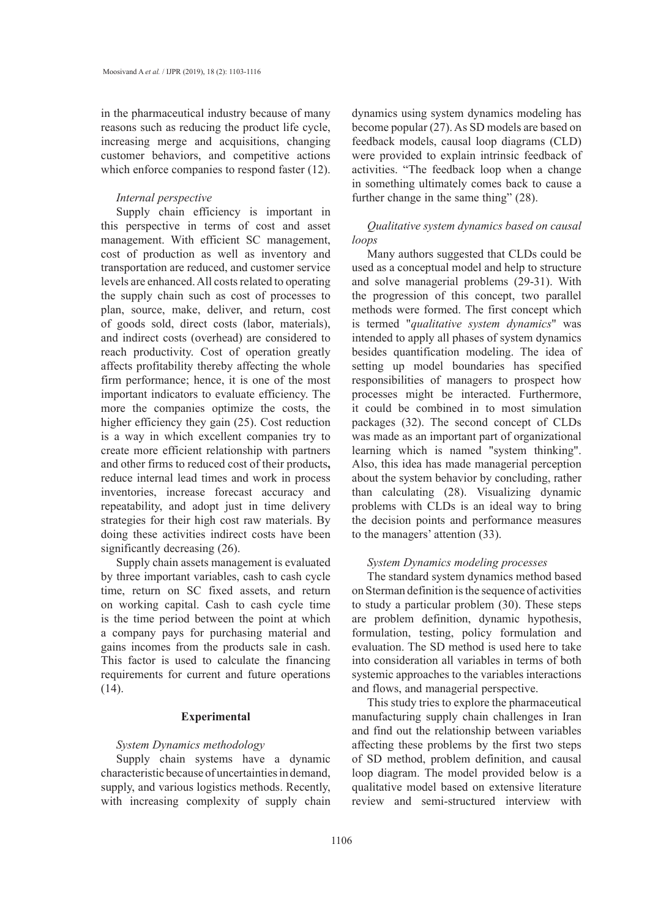in the pharmaceutical industry because of many reasons such as reducing the product life cycle, increasing merge and acquisitions, changing customer behaviors, and competitive actions which enforce companies to respond faster (12).

*Internal perspective*

Supply chain efficiency is important in this perspective in terms of cost and asset management. With efficient SC management, cost of production as well as inventory and transportation are reduced, and customer service levels are enhanced. All costs related to operating the supply chain such as cost of processes to plan, source, make, deliver, and return, cost of goods sold, direct costs (labor, materials), and indirect costs (overhead) are considered to reach productivity. Cost of operation greatly affects profitability thereby affecting the whole firm performance; hence, it is one of the most important indicators to evaluate efficiency. The more the companies optimize the costs, the higher efficiency they gain (25). Cost reduction is a way in which excellent companies try to create more efficient relationship with partners and other firms to reduced cost of their products**,** reduce internal lead times and work in process inventories, increase forecast accuracy and repeatability, and adopt just in time delivery strategies for their high cost raw materials. By doing these activities indirect costs have been significantly decreasing (26).

Supply chain assets management is evaluated by three important variables, cash to cash cycle time, return on SC fixed assets, and return on working capital. Cash to cash cycle time is the time period between the point at which a company pays for purchasing material and gains incomes from the products sale in cash. This factor is used to calculate the financing requirements for current and future operations (14).

## Experimental

*System Dynamics methodology*

Supply chain systems have a dynamic characteristic because of uncertainties in demand, supply, and various logistics methods. Recently, with increasing complexity of supply chain dynamics using system dynamics modeling has become popular (27). As SD models are based on feedback models, causal loop diagrams (CLD) were provided to explain intrinsic feedback of activities. "The feedback loop when a change in something ultimately comes back to cause a further change in the same thing" (28).

*Qualitative system dynamics based on causal loops*

Many authors suggested that CLDs could be used as a conceptual model and help to structure and solve managerial problems (29-31). With the progression of this concept, two parallel methods were formed. The first concept which is termed "*qualitative system dynamics*" was intended to apply all phases of system dynamics besides quantification modeling. The idea of setting up model boundaries has specified responsibilities of managers to prospect how processes might be interacted. Furthermore, it could be combined in to most simulation packages (32). The second concept of CLDs was made as an important part of organizational learning which is named "system thinking". Also, this idea has made managerial perception about the system behavior by concluding, rather than calculating (28). Visualizing dynamic problems with CLDs is an ideal way to bring the decision points and performance measures to the managers' attention (33).

*System Dynamics modeling processes*

The standard system dynamics method based on Sterman definition is the sequence of activities to study a particular problem (30). These steps are problem definition, dynamic hypothesis, formulation, testing, policy formulation and evaluation. The SD method is used here to take into consideration all variables in terms of both systemic approaches to the variables interactions and flows, and managerial perspective.

This study tries to explore the pharmaceutical manufacturing supply chain challenges in Iran and find out the relationship between variables affecting these problems by the first two steps of SD method, problem definition, and causal loop diagram. The model provided below is a qualitative model based on extensive literature review and semi-structured interview with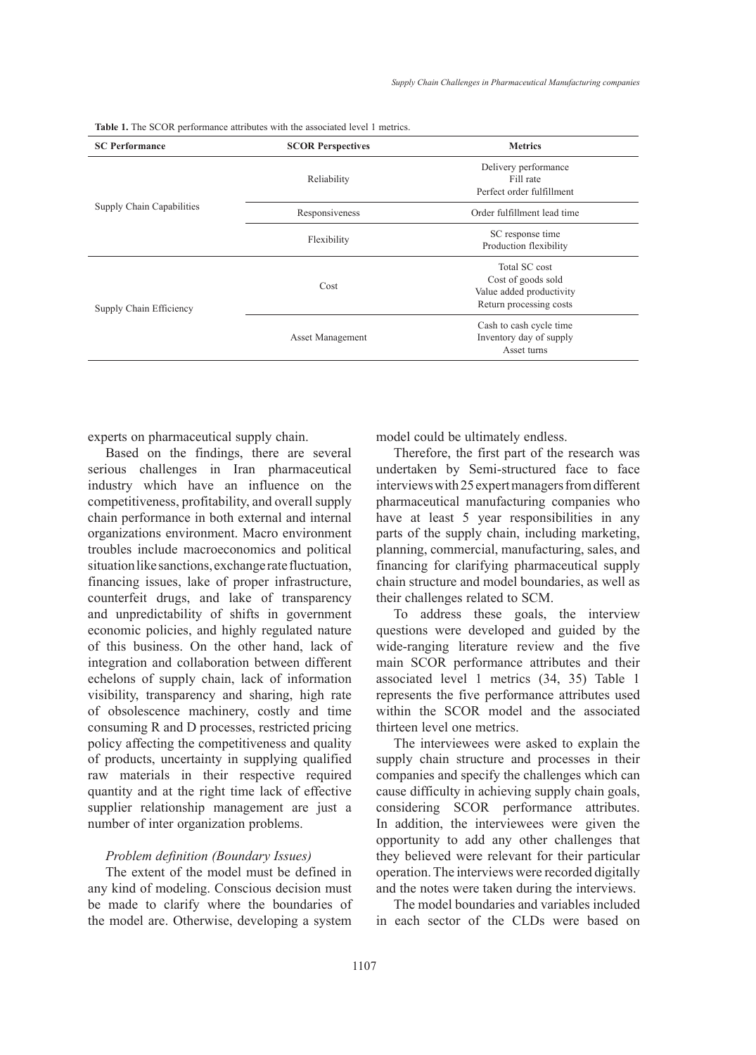**Table 1.** The SCOR performance attributes with the associated level 1 metrics.

| SC Performance | SCOR Perspectives | Metrics |
|---|---|---|
| Supply Chain Capabilities | Reliability | Delivery performance<br>Fill rate<br>Perfect order fulfillment |
| | Responsiveness | Order fulfillment lead time |
| | Flexibility | SC response time<br>Production flexibility |
| Supply Chain Efficiency | Cost | Total SC cost<br>Cost of goods sold<br>Value added productivity<br>Return processing costs |
| | Asset Management | Cash to cash cycle time<br>Inventory day of supply<br>Asset turns |

experts on pharmaceutical supply chain.

Based on the findings, there are several serious challenges in Iran pharmaceutical industry which have an influence on the competitiveness, profitability, and overall supply chain performance in both external and internal organizations environment. Macro environment troubles include macroeconomics and political situation like sanctions, exchange rate fluctuation, financing issues, lake of proper infrastructure, counterfeit drugs, and lake of transparency and unpredictability of shifts in government economic policies, and highly regulated nature of this business. On the other hand, lack of integration and collaboration between different echelons of supply chain, lack of information visibility, transparency and sharing, high rate of obsolescence machinery, costly and time consuming R and D processes, restricted pricing policy affecting the competitiveness and quality of products, uncertainty in supplying qualified raw materials in their respective required quantity and at the right time lack of effective supplier relationship management are just a number of inter organization problems.

*Problem definition (Boundary Issues)*

The extent of the model must be defined in any kind of modeling. Conscious decision must be made to clarify where the boundaries of the model are. Otherwise, developing a system model could be ultimately endless.

Therefore, the first part of the research was undertaken by Semi-structured face to face interviews with 25 expert managers from different pharmaceutical manufacturing companies who have at least 5 year responsibilities in any parts of the supply chain, including marketing, planning, commercial, manufacturing, sales, and financing for clarifying pharmaceutical supply chain structure and model boundaries, as well as their challenges related to SCM.

To address these goals, the interview questions were developed and guided by the wide-ranging literature review and the five main SCOR performance attributes and their associated level 1 metrics (34, 35) Table 1 represents the five performance attributes used within the SCOR model and the associated thirteen level one metrics.

The interviewees were asked to explain the supply chain structure and processes in their companies and specify the challenges which can cause difficulty in achieving supply chain goals, considering SCOR performance attributes. In addition, the interviewees were given the opportunity to add any other challenges that they believed were relevant for their particular operation. The interviews were recorded digitally and the notes were taken during the interviews.

The model boundaries and variables included in each sector of the CLDs were based on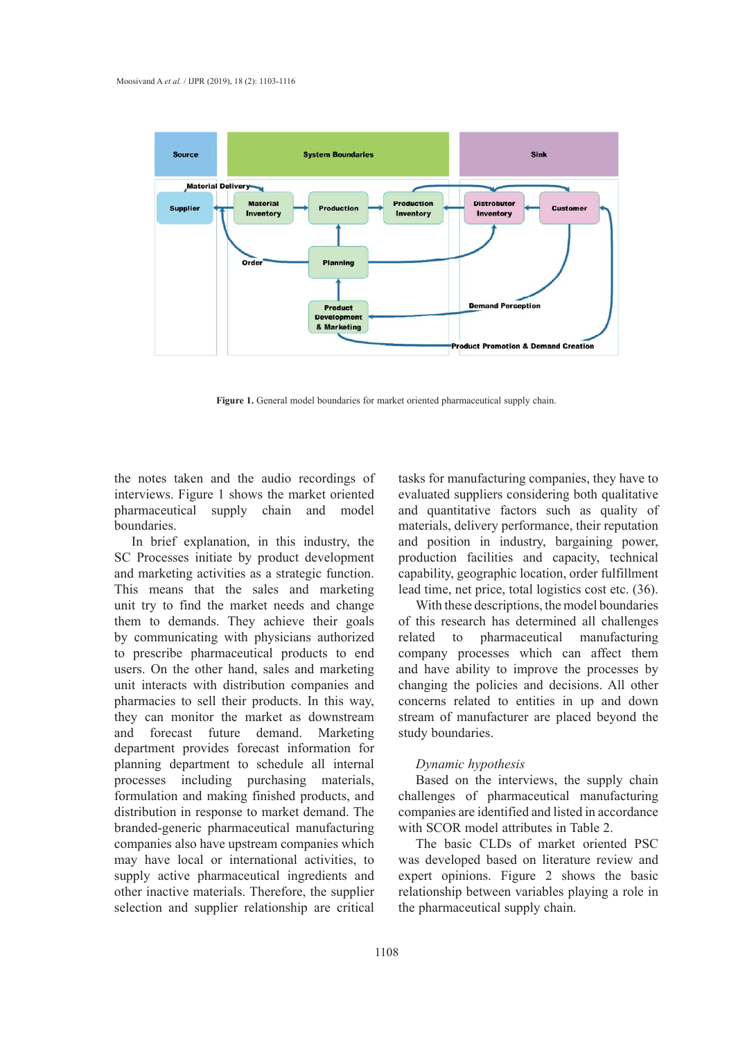**Figure 1.** General model boundaries for market oriented pharmaceutical supply chain.

the notes taken and the audio recordings of interviews. Figure 1 shows the market oriented pharmaceutical supply chain and model boundaries.

In brief explanation, in this industry, the SC Processes initiate by product development and marketing activities as a strategic function. This means that the sales and marketing unit try to find the market needs and change them to demands. They achieve their goals by communicating with physicians authorized to prescribe pharmaceutical products to end users. On the other hand, sales and marketing unit interacts with distribution companies and pharmacies to sell their products. In this way, they can monitor the market as downstream and forecast future demand. Marketing department provides forecast information for planning department to schedule all internal processes including purchasing materials, formulation and making finished products, and distribution in response to market demand. The branded-generic pharmaceutical manufacturing companies also have upstream companies which may have local or international activities, to supply active pharmaceutical ingredients and other inactive materials. Therefore, the supplier selection and supplier relationship are critical tasks for manufacturing companies, they have to evaluated suppliers considering both qualitative and quantitative factors such as quality of materials, delivery performance, their reputation and position in industry, bargaining power, production facilities and capacity, technical capability, geographic location, order fulfillment lead time, net price, total logistics cost etc. (36).

With these descriptions, the model boundaries of this research has determined all challenges related to pharmaceutical manufacturing company processes which can affect them and have ability to improve the processes by changing the policies and decisions. All other concerns related to entities in up and down stream of manufacturer are placed beyond the study boundaries.

*Dynamic hypothesis*

Based on the interviews, the supply chain challenges of pharmaceutical manufacturing companies are identified and listed in accordance with SCOR model attributes in Table 2.

The basic CLDs of market oriented PSC was developed based on literature review and expert opinions. Figure 2 shows the basic relationship between variables playing a role in the pharmaceutical supply chain.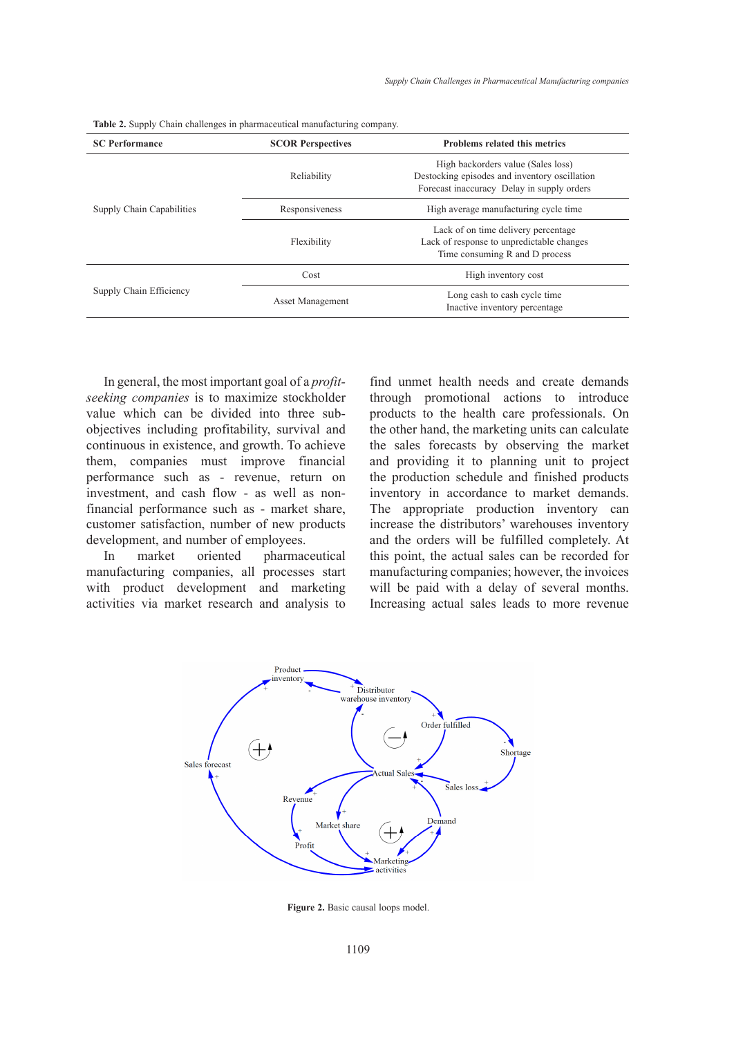**Table 2.** Supply Chain challenges in pharmaceutical manufacturing company.

| SC Performance | SCOR Perspectives | Problems related this metrics |
|---|---|---|
| Supply Chain Capabilities | Reliability | High backorders value (Sales loss) Destocking episodes and inventory oscillation Forecast inaccuracy Delay in supply orders |
| | Responsiveness | High average manufacturing cycle time |
| | Flexibility | Lack of on time delivery percentage Lack of response to unpredictable changes Time consuming R and D process |
| Supply Chain Efficiency | Cost | High inventory cost |
| | Asset Management | Long cash to cash cycle time Inactive inventory percentage |

In general, the most important goal of a *profit-seeking companies* is to maximize stockholder value which can be divided into three sub-objectives including profitability, survival and continuous in existence, and growth. To achieve them, companies must improve financial performance such as - revenue, return on investment, and cash flow - as well as non-financial performance such as - market share, customer satisfaction, number of new products development, and number of employees.

In market oriented pharmaceutical manufacturing companies, all processes start with product development and marketing activities via market research and analysis to find unmet health needs and create demands through promotional actions to introduce products to the health care professionals. On the other hand, the marketing units can calculate the sales forecasts by observing the market and providing it to planning unit to project the production schedule and finished products inventory in accordance to market demands. The appropriate production inventory can increase the distributors' warehouses inventory and the orders will be fulfilled completely. At this point, the actual sales can be recorded for manufacturing companies; however, the invoices will be paid with a delay of several months. Increasing actual sales leads to more revenue

**Figure 2.** Basic causal loops model.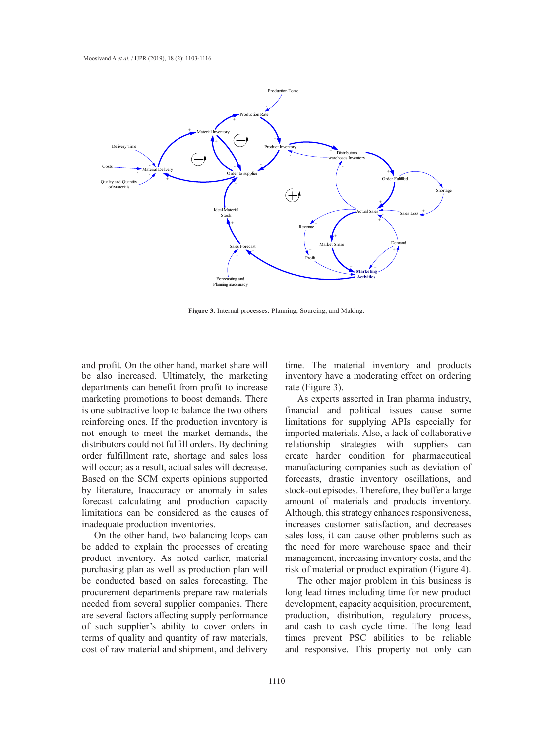**Figure 3.** Internal processes: Planning, Sourcing, and Making.

and profit. On the other hand, market share will be also increased. Ultimately, the marketing departments can benefit from profit to increase marketing promotions to boost demands. There is one subtractive loop to balance the two others reinforcing ones. If the production inventory is not enough to meet the market demands, the distributors could not fulfill orders. By declining order fulfillment rate, shortage and sales loss will occur; as a result, actual sales will decrease. Based on the SCM experts opinions supported by literature, Inaccuracy or anomaly in sales forecast calculating and production capacity limitations can be considered as the causes of inadequate production inventories.

On the other hand, two balancing loops can be added to explain the processes of creating product inventory. As noted earlier, material purchasing plan as well as production plan will be conducted based on sales forecasting. The procurement departments prepare raw materials needed from several supplier companies. There are several factors affecting supply performance of such supplier's ability to cover orders in terms of quality and quantity of raw materials, cost of raw material and shipment, and delivery time. The material inventory and products inventory have a moderating effect on ordering rate (Figure 3).

As experts asserted in Iran pharma industry, financial and political issues cause some limitations for supplying APIs especially for imported materials. Also, a lack of collaborative relationship strategies with suppliers can create harder condition for pharmaceutical manufacturing companies such as deviation of forecasts, drastic inventory oscillations, and stock-out episodes. Therefore, they buffer a large amount of materials and products inventory. Although, this strategy enhances responsiveness, increases customer satisfaction, and decreases sales loss, it can cause other problems such as the need for more warehouse space and their management, increasing inventory costs, and the risk of material or product expiration (Figure 4).

The other major problem in this business is long lead times including time for new product development, capacity acquisition, procurement, production, distribution, regulatory process, and cash to cash cycle time. The long lead times prevent PSC abilities to be reliable and responsive. This property not only can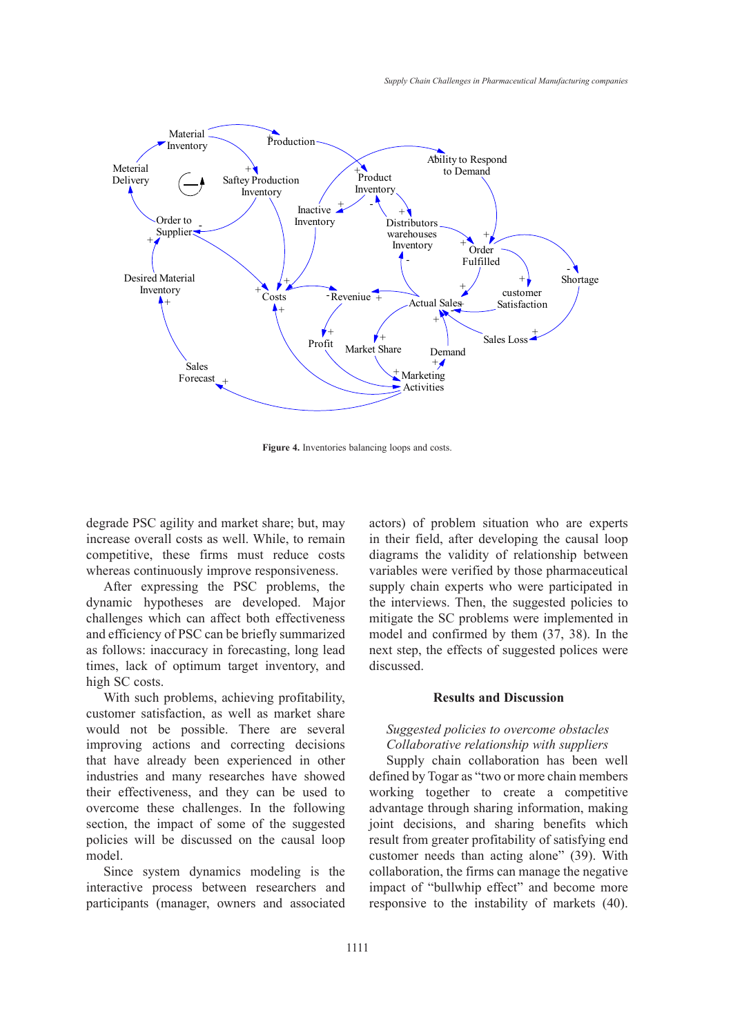**Figure 4.** Inventories balancing loops and costs.

degrade PSC agility and market share; but, may increase overall costs as well. While, to remain competitive, these firms must reduce costs whereas continuously improve responsiveness.

After expressing the PSC problems, the dynamic hypotheses are developed. Major challenges which can affect both effectiveness and efficiency of PSC can be briefly summarized as follows: inaccuracy in forecasting, long lead times, lack of optimum target inventory, and high SC costs.

With such problems, achieving profitability, customer satisfaction, as well as market share would not be possible. There are several improving actions and correcting decisions that have already been experienced in other industries and many researches have showed their effectiveness, and they can be used to overcome these challenges. In the following section, the impact of some of the suggested policies will be discussed on the causal loop model.

Since system dynamics modeling is the interactive process between researchers and participants (manager, owners and associated actors) of problem situation who are experts in their field, after developing the causal loop diagrams the validity of relationship between variables were verified by those pharmaceutical supply chain experts who were participated in the interviews. Then, the suggested policies to mitigate the SC problems were implemented in model and confirmed by them (37, 38). In the next step, the effects of suggested polices were discussed.

## Results and Discussion

*Suggested policies to overcome obstacles*

*Collaborative relationship with suppliers*

Supply chain collaboration has been well defined by Togar as "two or more chain members working together to create a competitive advantage through sharing information, making joint decisions, and sharing benefits which result from greater profitability of satisfying end customer needs than acting alone" (39). With collaboration, the firms can manage the negative impact of "bullwhip effect" and become more responsive to the instability of markets (40).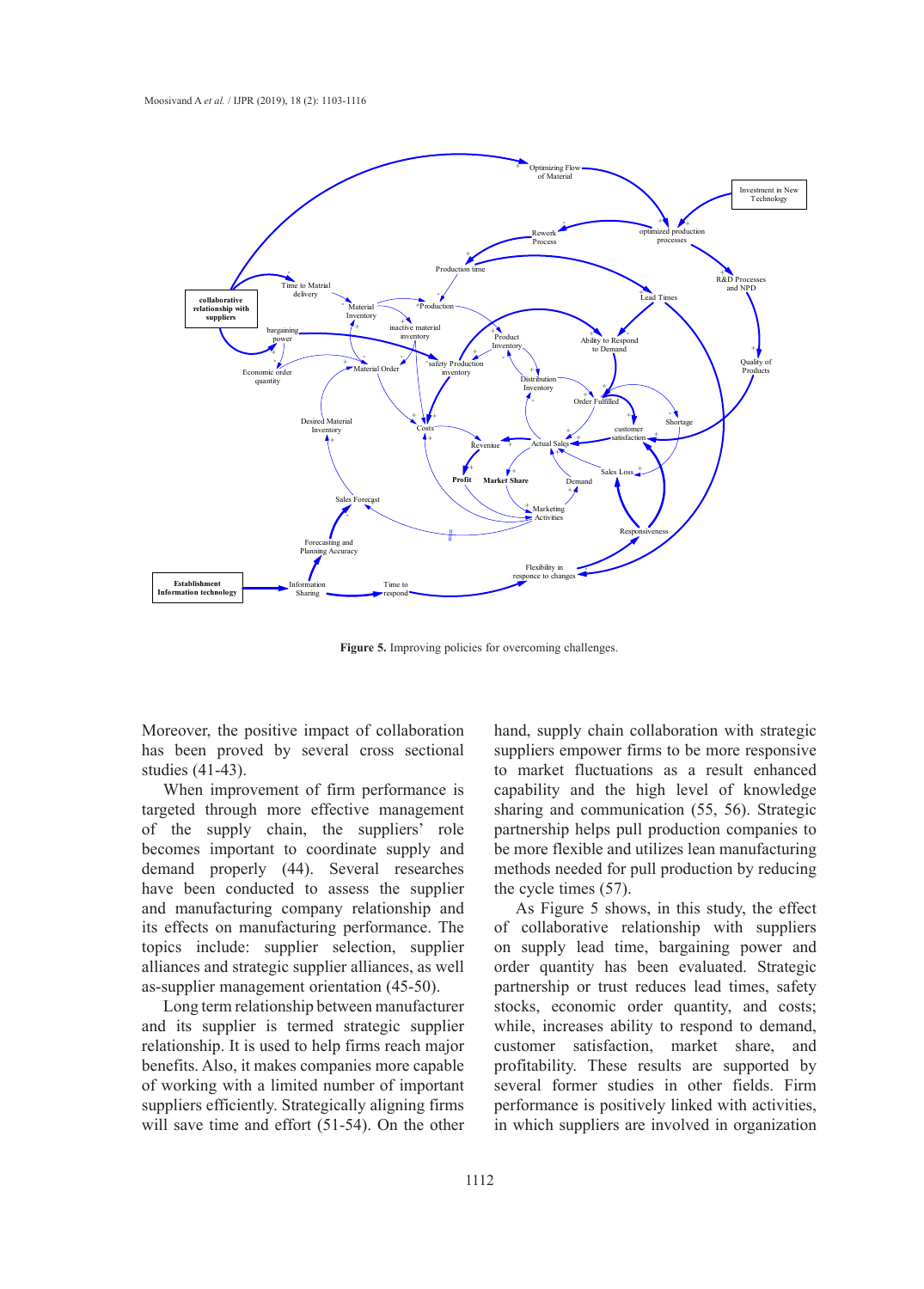**Figure 5.** Improving policies for overcoming challenges.

Moreover, the positive impact of collaboration has been proved by several cross sectional studies (41-43).

When improvement of firm performance is targeted through more effective management of the supply chain, the suppliers' role becomes important to coordinate supply and demand properly (44). Several researches have been conducted to assess the supplier and manufacturing company relationship and its effects on manufacturing performance. The topics include: supplier selection, supplier alliances and strategic supplier alliances, as well as-supplier management orientation (45-50).

Long term relationship between manufacturer and its supplier is termed strategic supplier relationship. It is used to help firms reach major benefits. Also, it makes companies more capable of working with a limited number of important suppliers efficiently. Strategically aligning firms will save time and effort (51-54). On the other hand, supply chain collaboration with strategic suppliers empower firms to be more responsive to market fluctuations as a result enhanced capability and the high level of knowledge sharing and communication (55, 56). Strategic partnership helps pull production companies to be more flexible and utilizes lean manufacturing methods needed for pull production by reducing the cycle times (57).

As Figure 5 shows, in this study, the effect of collaborative relationship with suppliers on supply lead time, bargaining power and order quantity has been evaluated. Strategic partnership or trust reduces lead times, safety stocks, economic order quantity, and costs; while, increases ability to respond to demand, customer satisfaction, market share, and profitability. These results are supported by several former studies in other fields. Firm performance is positively linked with activities, in which suppliers are involved in organization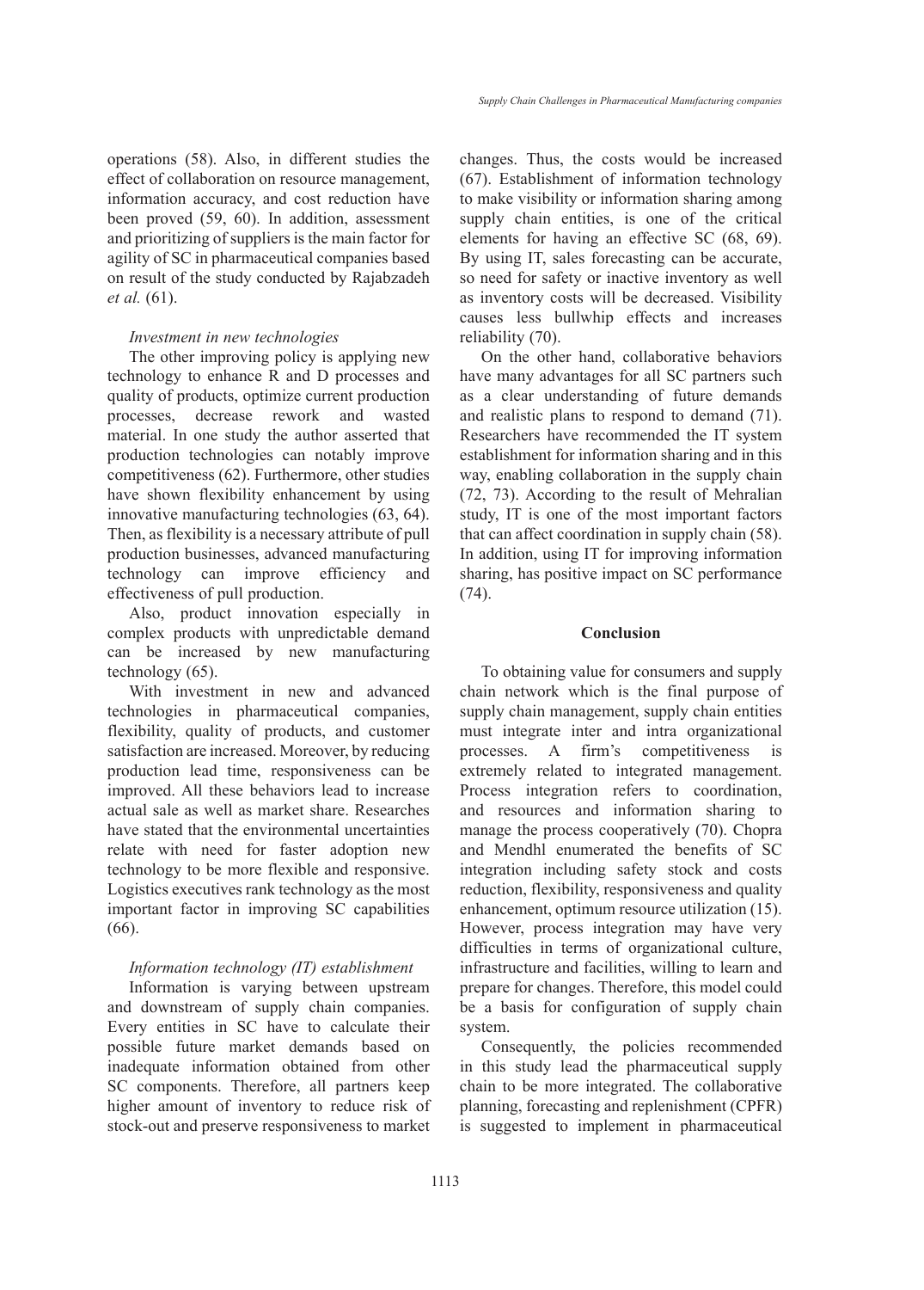operations (58). Also, in different studies the effect of collaboration on resource management, information accuracy, and cost reduction have been proved (59, 60). In addition, assessment and prioritizing of suppliers is the main factor for agility of SC in pharmaceutical companies based on result of the study conducted by Rajabzadeh *et al.* (61).

*Investment in new technologies*

The other improving policy is applying new technology to enhance R and D processes and quality of products, optimize current production processes, decrease rework and wasted material. In one study the author asserted that production technologies can notably improve competitiveness (62). Furthermore, other studies have shown flexibility enhancement by using innovative manufacturing technologies (63, 64). Then, as flexibility is a necessary attribute of pull production businesses, advanced manufacturing technology can improve efficiency and effectiveness of pull production.

Also, product innovation especially in complex products with unpredictable demand can be increased by new manufacturing technology (65).

With investment in new and advanced technologies in pharmaceutical companies, flexibility, quality of products, and customer satisfaction are increased. Moreover, by reducing production lead time, responsiveness can be improved. All these behaviors lead to increase actual sale as well as market share. Researches have stated that the environmental uncertainties relate with need for faster adoption new technology to be more flexible and responsive. Logistics executives rank technology as the most important factor in improving SC capabilities (66).

*Information technology (IT) establishment*

Information is varying between upstream and downstream of supply chain companies. Every entities in SC have to calculate their possible future market demands based on inadequate information obtained from other SC components. Therefore, all partners keep higher amount of inventory to reduce risk of stock-out and preserve responsiveness to market changes. Thus, the costs would be increased (67). Establishment of information technology to make visibility or information sharing among supply chain entities, is one of the critical elements for having an effective SC (68, 69). By using IT, sales forecasting can be accurate, so need for safety or inactive inventory as well as inventory costs will be decreased. Visibility causes less bullwhip effects and increases reliability (70).

On the other hand, collaborative behaviors have many advantages for all SC partners such as a clear understanding of future demands and realistic plans to respond to demand (71). Researchers have recommended the IT system establishment for information sharing and in this way, enabling collaboration in the supply chain (72, 73). According to the result of Mehralian study, IT is one of the most important factors that can affect coordination in supply chain (58). In addition, using IT for improving information sharing, has positive impact on SC performance (74).

## Conclusion

To obtaining value for consumers and supply chain network which is the final purpose of supply chain management, supply chain entities must integrate inter and intra organizational processes. A firm's competitiveness is extremely related to integrated management. Process integration refers to coordination, and resources and information sharing to manage the process cooperatively (70). Chopra and Mendhl enumerated the benefits of SC integration including safety stock and costs reduction, flexibility, responsiveness and quality enhancement, optimum resource utilization (15). However, process integration may have very difficulties in terms of organizational culture, infrastructure and facilities, willing to learn and prepare for changes. Therefore, this model could be a basis for configuration of supply chain system.

Consequently, the policies recommended in this study lead the pharmaceutical supply chain to be more integrated. The collaborative planning, forecasting and replenishment (CPFR) is suggested to implement in pharmaceutical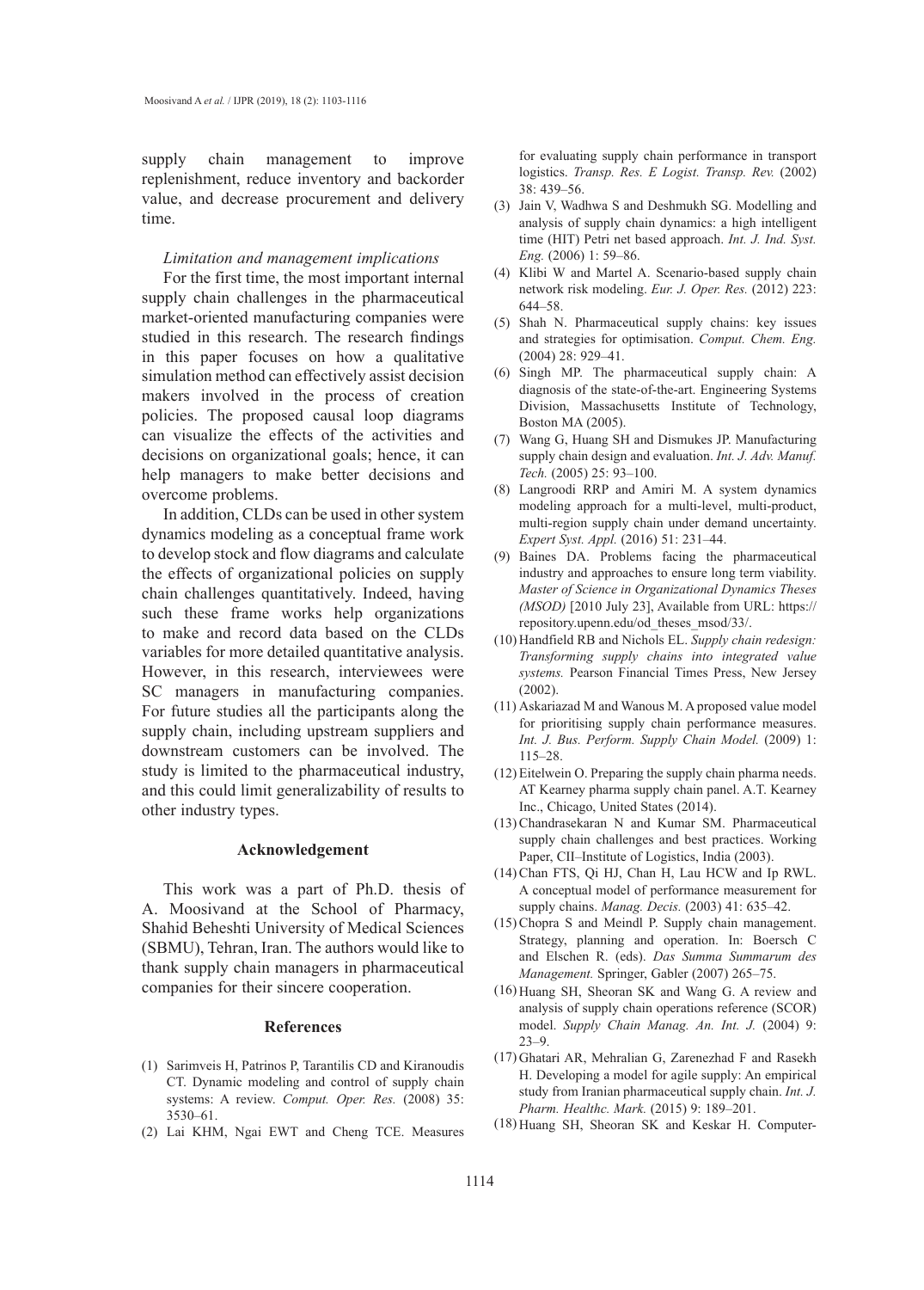supply chain management to improve replenishment, reduce inventory and backorder value, and decrease procurement and delivery time.

*Limitation and management implications*

For the first time, the most important internal supply chain challenges in the pharmaceutical market-oriented manufacturing companies were studied in this research. The research findings in this paper focuses on how a qualitative simulation method can effectively assist decision makers involved in the process of creation policies. The proposed causal loop diagrams can visualize the effects of the activities and decisions on organizational goals; hence, it can help managers to make better decisions and overcome problems.

In addition, CLDs can be used in other system dynamics modeling as a conceptual frame work to develop stock and flow diagrams and calculate the effects of organizational policies on supply chain challenges quantitatively. Indeed, having such these frame works help organizations to make and record data based on the CLDs variables for more detailed quantitative analysis. However, in this research, interviewees were SC managers in manufacturing companies. For future studies all the participants along the supply chain, including upstream suppliers and downstream customers can be involved. The study is limited to the pharmaceutical industry, and this could limit generalizability of results to other industry types.

## Acknowledgement

This work was a part of Ph.D. thesis of A. Moosivand at the School of Pharmacy, Shahid Beheshti University of Medical Sciences (SBMU), Tehran, Iran. The authors would like to thank supply chain managers in pharmaceutical companies for their sincere cooperation.

## References

(1) Sarimveis H, Patrinos P, Tarantilis CD and Kiranoudis CT. Dynamic modeling and control of supply chain systems: A review. *Comput. Oper. Res.* (2008) 35: 3530–61.

(2) Lai KHM, Ngai EWT and Cheng TCE. Measures for evaluating supply chain performance in transport logistics. *Transp. Res. E Logist. Transp. Rev.* (2002) 38: 439–56.

(3) Jain V, Wadhwa S and Deshmukh SG. Modelling and analysis of supply chain dynamics: a high intelligent time (HIT) Petri net based approach. *Int. J. Ind. Syst. Eng.* (2006) 1: 59–86.

(4) Klibi W and Martel A. Scenario-based supply chain network risk modeling. *Eur. J. Oper. Res.* (2012) 223: 644–58.

(5) Shah N. Pharmaceutical supply chains: key issues and strategies for optimisation. *Comput. Chem. Eng.* (2004) 28: 929–41.

(6) Singh MP. The pharmaceutical supply chain: A diagnosis of the state-of-the-art. Engineering Systems Division, Massachusetts Institute of Technology, Boston MA (2005).

(7) Wang G, Huang SH and Dismukes JP. Manufacturing supply chain design and evaluation. *Int. J. Adv. Manuf. Tech.* (2005) 25: 93–100.

(8) Langroodi RRP and Amiri M. A system dynamics modeling approach for a multi-level, multi-product, multi-region supply chain under demand uncertainty. *Expert Syst. Appl.* (2016) 51: 231–44.

(9) Baines DA. Problems facing the pharmaceutical industry and approaches to ensure long term viability. *Master of Science in Organizational Dynamics Theses (MSOD)* [2010 July 23], Available from URL: https://repository.upenn.edu/od_theses_msod/33/.

(10) Handfield RB and Nichols EL. *Supply chain redesign: Transforming supply chains into integrated value systems.* Pearson Financial Times Press, New Jersey (2002).

(11) Askariazad M and Wanous M. A proposed value model for prioritising supply chain performance measures. *Int. J. Bus. Perform. Supply Chain Model.* (2009) 1: 115–28.

(12) Eitelwein O. Preparing the supply chain pharma needs. AT Kearney pharma supply chain panel. A.T. Kearney Inc., Chicago, United States (2014).

(13) Chandrasekaran N and Kumar SM. Pharmaceutical supply chain challenges and best practices. Working Paper, CII–Institute of Logistics, India (2003).

(14) Chan FTS, Qi HJ, Chan H, Lau HCW and Ip RWL. A conceptual model of performance measurement for supply chains. *Manag. Decis.* (2003) 41: 635–42.

(15) Chopra S and Meindl P. Supply chain management. Strategy, planning and operation. In: Boersch C and Elschen R. (eds). *Das Summa Summarum des Management.* Springer, Gabler (2007) 265–75.

(16) Huang SH, Sheoran SK and Wang G. A review and analysis of supply chain operations reference (SCOR) model. *Supply Chain Manag. An. Int. J.* (2004) 9: 23–9.

(17) Ghatari AR, Mehralian G, Zarenezhad F and Rasekh H. Developing a model for agile supply: An empirical study from Iranian pharmaceutical supply chain. *Int. J. Pharm. Healthc. Mark.* (2015) 9: 189–201.

(18) Huang SH, Sheoran SK and Keskar H. Computer-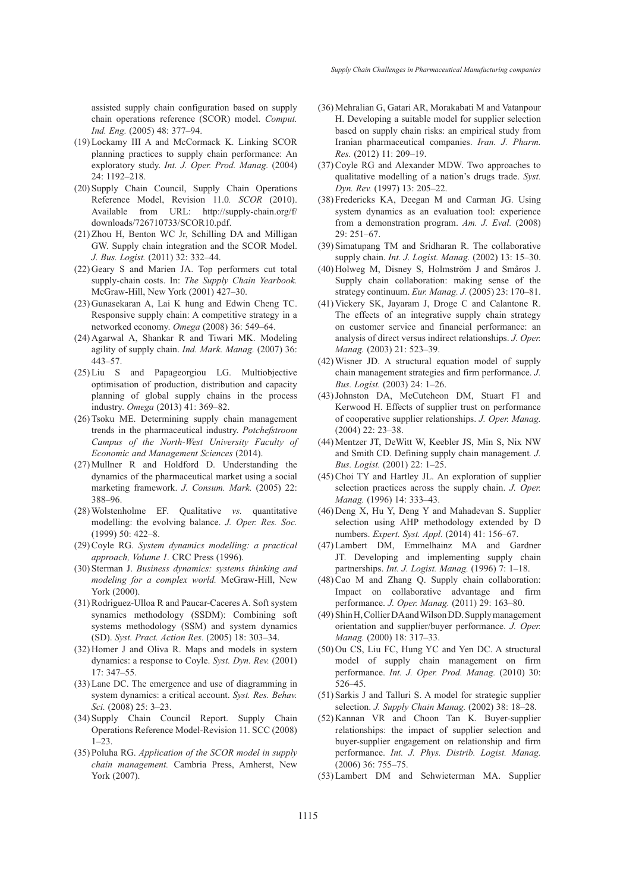assisted supply chain configuration based on supply chain operations reference (SCOR) model. *Comput. Ind. Eng.* (2005) 48: 377–94.

(19) Lockamy III A and McCormack K. Linking SCOR planning practices to supply chain performance: An exploratory study. *Int. J. Oper. Prod. Manag.* (2004) 24: 1192–218.

(20) Supply Chain Council, Supply Chain Operations Reference Model, Revision 11.0*. SCOR* (2010). Available from URL: http://supply-chain.org/f/downloads/726710733/SCOR10.pdf.

(21) Zhou H, Benton WC Jr, Schilling DA and Milligan GW. Supply chain integration and the SCOR Model. *J. Bus. Logist.* (2011) 32: 332–44.

(22) Geary S and Marien JA. Top performers cut total supply-chain costs. In: *The Supply Chain Yearbook.* McGraw-Hill, New York (2001) 427–30.

(23) Gunasekaran A, Lai K hung and Edwin Cheng TC. Responsive supply chain: A competitive strategy in a networked economy. *Omega* (2008) 36: 549–64.

(24) Agarwal A, Shankar R and Tiwari MK. Modeling agility of supply chain. *Ind. Mark. Manag.* (2007) 36: 443–57.

(25) Liu S and Papageorgiou LG. Multiobjective optimisation of production, distribution and capacity planning of global supply chains in the process industry. *Omega* (2013) 41: 369–82.

(26) Tsoku ME. Determining supply chain management trends in the pharmaceutical industry. *Potchefstroom Campus of the North-West University Faculty of Economic and Management Sciences* (2014).

(27) Mullner R and Holdford D. Understanding the dynamics of the pharmaceutical market using a social marketing framework. *J. Consum. Mark.* (2005) 22: 388–96.

(28) Wolstenholme EF. Qualitative *vs.* quantitative modelling: the evolving balance. *J. Oper. Res. Soc.* (1999) 50: 422–8.

(29) Coyle RG. *System dynamics modelling: a practical approach, Volume 1*. CRC Press (1996).

(30) Sterman J. *Business dynamics: systems thinking and modeling for a complex world.* McGraw-Hill, New York (2000).

(31) Rodriguez-Ulloa R and Paucar-Caceres A. Soft system synamics methodology (SSDM): Combining soft systems methodology (SSM) and system dynamics (SD). *Syst. Pract. Action Res.* (2005) 18: 303–34.

(32) Homer J and Oliva R. Maps and models in system dynamics: a response to Coyle. *Syst. Dyn. Rev.* (2001) 17: 347–55.

(33) Lane DC. The emergence and use of diagramming in system dynamics: a critical account. *Syst. Res. Behav. Sci.* (2008) 25: 3–23.

(34) Supply Chain Council Report. Supply Chain Operations Reference Model-Revision 11. SCC (2008) 1–23.

(35) Poluha RG. *Application of the SCOR model in supply chain management.* Cambria Press, Amherst, New York (2007).

(36) Mehralian G, Gatari AR, Morakabati M and Vatanpour H. Developing a suitable model for supplier selection based on supply chain risks: an empirical study from Iranian pharmaceutical companies. *Iran. J. Pharm. Res.* (2012) 11: 209–19.

(37) Coyle RG and Alexander MDW. Two approaches to qualitative modelling of a nation's drugs trade. *Syst. Dyn. Rev.* (1997) 13: 205–22.

(38) Fredericks KA, Deegan M and Carman JG. Using system dynamics as an evaluation tool: experience from a demonstration program. *Am. J. Eval.* (2008) 29: 251–67.

(39) Simatupang TM and Sridharan R. The collaborative supply chain. *Int. J. Logist. Manag.* (2002) 13: 15–30.

(40) Holweg M, Disney S, Holmström J and Småros J. Supply chain collaboration: making sense of the strategy continuum. *Eur. Manag. J.* (2005) 23: 170–81.

(41) Vickery SK, Jayaram J, Droge C and Calantone R. The effects of an integrative supply chain strategy on customer service and financial performance: an analysis of direct versus indirect relationships. *J. Oper. Manag.* (2003) 21: 523–39.

(42) Wisner JD. A structural equation model of supply chain management strategies and firm performance. *J. Bus. Logist.* (2003) 24: 1–26.

(43) Johnston DA, McCutcheon DM, Stuart FI and Kerwood H. Effects of supplier trust on performance of cooperative supplier relationships. *J. Oper. Manag.* (2004) 22: 23–38.

(44) Mentzer JT, DeWitt W, Keebler JS, Min S, Nix NW and Smith CD. Defining supply chain management*. J. Bus. Logist.* (2001) 22: 1–25.

(45) Choi TY and Hartley JL. An exploration of supplier selection practices across the supply chain. *J. Oper. Manag.* (1996) 14: 333–43.

(46) Deng X, Hu Y, Deng Y and Mahadevan S. Supplier selection using AHP methodology extended by D numbers. *Expert. Syst. Appl.* (2014) 41: 156–67.

(47) Lambert DM, Emmelhainz MA and Gardner JT. Developing and implementing supply chain partnerships. *Int. J. Logist. Manag.* (1996) 7: 1–18.

(48) Cao M and Zhang Q. Supply chain collaboration: Impact on collaborative advantage and firm performance. *J. Oper. Manag.* (2011) 29: 163–80.

(49) Shin H, Collier DA and Wilson DD. Supply management orientation and supplier/buyer performance. *J. Oper. Manag.* (2000) 18: 317–33.

(50) Ou CS, Liu FC, Hung YC and Yen DC. A structural model of supply chain management on firm performance. *Int. J. Oper. Prod. Manag.* (2010) 30: 526–45.

(51) Sarkis J and Talluri S. A model for strategic supplier selection. *J. Supply Chain Manag.* (2002) 38: 18–28.

(52) Kannan VR and Choon Tan K. Buyer-supplier relationships: the impact of supplier selection and buyer-supplier engagement on relationship and firm performance. *Int. J. Phys. Distrib. Logist. Manag.* (2006) 36: 755–75.

(53) Lambert DM and Schwieterman MA. Supplier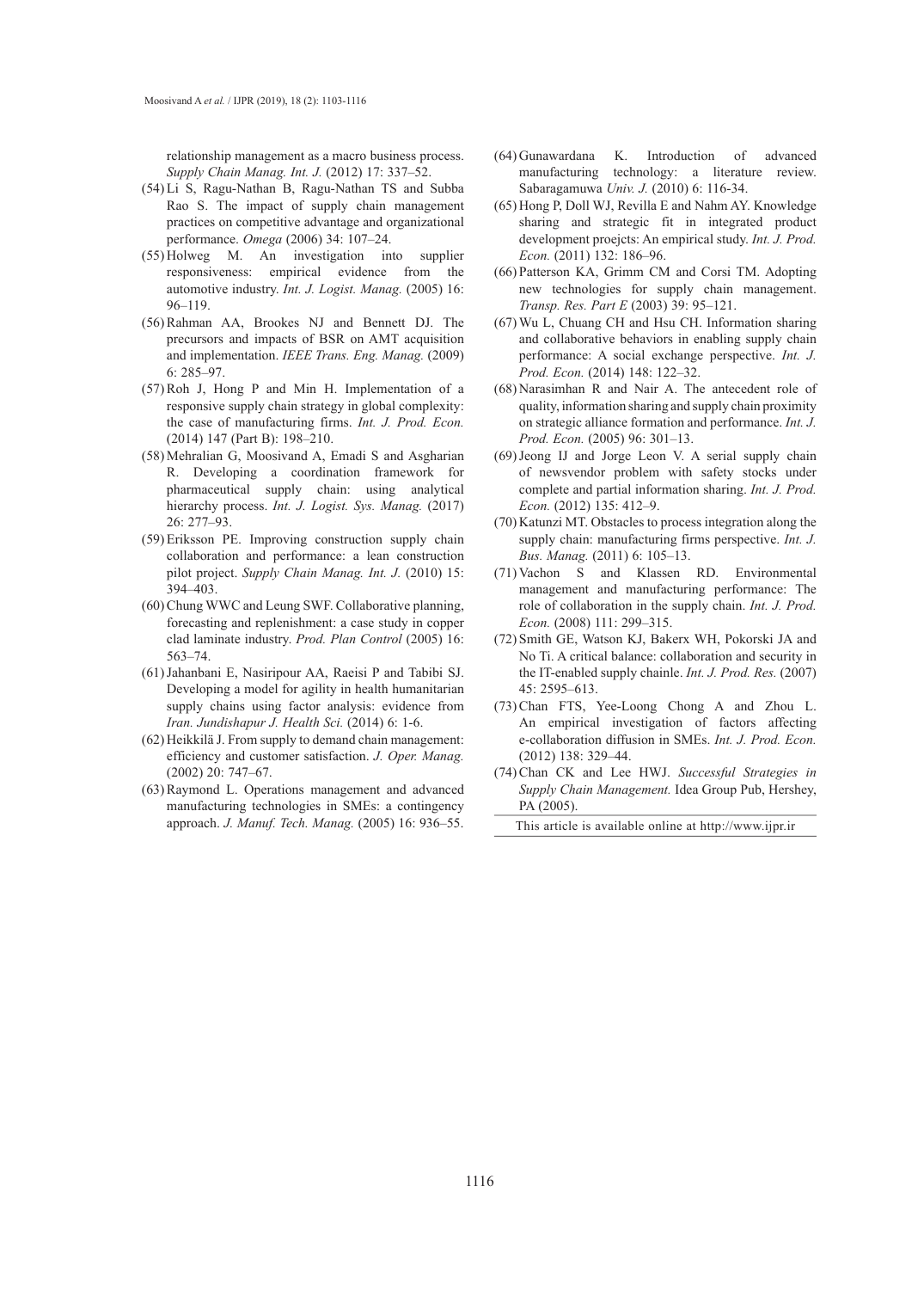relationship management as a macro business process. *Supply Chain Manag. Int. J.* (2012) 17: 337–52.

(54) Li S, Ragu-Nathan B, Ragu-Nathan TS and Subba Rao S. The impact of supply chain management practices on competitive advantage and organizational performance. *Omega* (2006) 34: 107–24.

(55) Holweg M. An investigation into supplier responsiveness: empirical evidence from the automotive industry. *Int. J. Logist. Manag.* (2005) 16: 96–119.

(56) Rahman AA, Brookes NJ and Bennett DJ. The precursors and impacts of BSR on AMT acquisition and implementation. *IEEE Trans. Eng. Manag.* (2009) 6: 285–97.

(57) Roh J, Hong P and Min H. Implementation of a responsive supply chain strategy in global complexity: the case of manufacturing firms. *Int. J. Prod. Econ.* (2014) 147 (Part B): 198–210.

(58) Mehralian G, Moosivand A, Emadi S and Asgharian R. Developing a coordination framework for pharmaceutical supply chain: using analytical hierarchy process. *Int. J. Logist. Sys. Manag.* (2017) 26: 277–93.

(59) Eriksson PE. Improving construction supply chain collaboration and performance: a lean construction pilot project. *Supply Chain Manag. Int. J.* (2010) 15: 394–403.

(60) Chung WWC and Leung SWF. Collaborative planning, forecasting and replenishment: a case study in copper clad laminate industry. *Prod. Plan Control* (2005) 16: 563–74.

(61) Jahanbani E, Nasiripour AA, Raeisi P and Tabibi SJ. Developing a model for agility in health humanitarian supply chains using factor analysis: evidence from *Iran. Jundishapur J. Health Sci.* (2014) 6: 1-6.

(62) Heikkilä J. From supply to demand chain management: efficiency and customer satisfaction. *J. Oper. Manag.* (2002) 20: 747–67.

(63) Raymond L. Operations management and advanced manufacturing technologies in SMEs: a contingency approach. *J. Manuf. Tech. Manag.* (2005) 16: 936–55.

(64) Gunawardana K. Introduction of advanced manufacturing technology: a literature review. Sabaragamuwa *Univ. J.* (2010) 6: 116-34.

(65) Hong P, Doll WJ, Revilla E and Nahm AY. Knowledge sharing and strategic fit in integrated product development proejcts: An empirical study. *Int. J. Prod. Econ.* (2011) 132: 186–96.

(66) Patterson KA, Grimm CM and Corsi TM. Adopting new technologies for supply chain management. *Transp. Res. Part E* (2003) 39: 95–121.

(67) Wu L, Chuang CH and Hsu CH. Information sharing and collaborative behaviors in enabling supply chain performance: A social exchange perspective. *Int. J. Prod. Econ.* (2014) 148: 122–32.

(68) Narasimhan R and Nair A. The antecedent role of quality, information sharing and supply chain proximity on strategic alliance formation and performance. *Int. J. Prod. Econ.* (2005) 96: 301–13.

(69) Jeong IJ and Jorge Leon V. A serial supply chain of newsvendor problem with safety stocks under complete and partial information sharing. *Int. J. Prod. Econ.* (2012) 135: 412–9.

(70) Katunzi MT. Obstacles to process integration along the supply chain: manufacturing firms perspective. *Int. J. Bus. Manag.* (2011) 6: 105–13.

(71) Vachon S and Klassen RD. Environmental management and manufacturing performance: The role of collaboration in the supply chain. *Int. J. Prod. Econ.* (2008) 111: 299–315.

(72) Smith GE, Watson KJ, Bakerx WH, Pokorski JA and No Ti. A critical balance: collaboration and security in the IT-enabled supply chainle. *Int. J. Prod. Res.* (2007) 45: 2595–613.

(73) Chan FTS, Yee-Loong Chong A and Zhou L. An empirical investigation of factors affecting e-collaboration diffusion in SMEs. *Int. J. Prod. Econ.* (2012) 138: 329–44.

(74) Chan CK and Lee HWJ. *Successful Strategies in Supply Chain Management.* Idea Group Pub, Hershey, PA (2005).

This article is available online at http://www.ijpr.ir